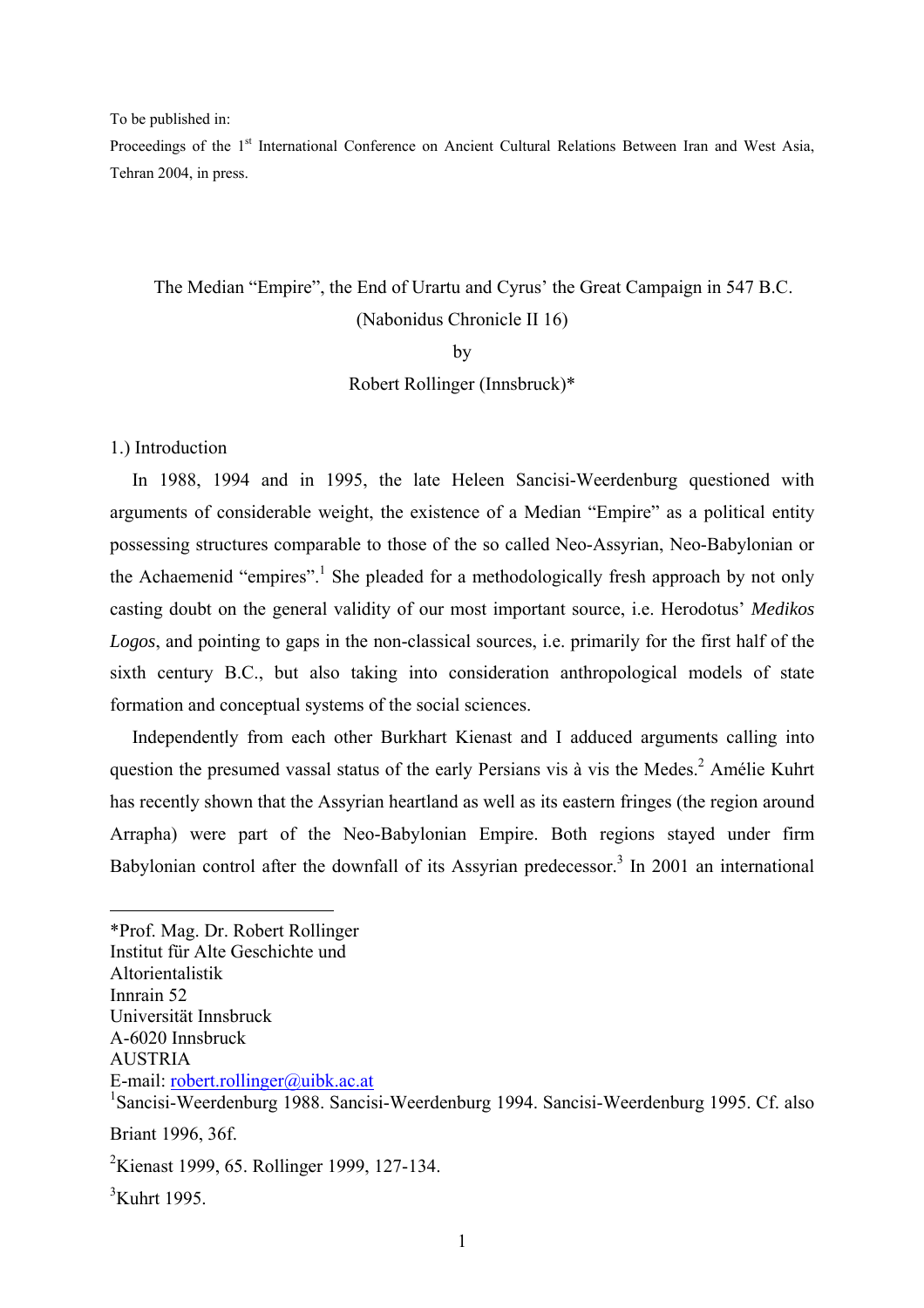To be published in:

Proceedings of the 1st International Conference on Ancient Cultural Relations Between Iran and West Asia, Tehran 2004, in press.

# The Median "Empire", the End of Urartu and Cyrus' the Great Campaign in 547 B.C. (Nabonidus Chronicle II 16)

by

Robert Rollinger (Innsbruck)*

## 1.) Introduction

In 1988, 1994 and in 1995, the late Heleen Sancisi-Weerdenburg questioned with arguments of considerable weight, the existence of a Median "Empire" as a political entity possessing structures comparable to those of the so called Neo-Assyrian, Neo-Babylonian or the Achaemenid "empires".[1] She pleaded for a methodologically fresh approach by not only casting doubt on the general validity of our most important source, i.e. Herodotus' *Medikos Logos*, and pointing to gaps in the non-classical sources, i.e. primarily for the first half of the sixth century B.C., but also taking into consideration anthropological models of state formation and conceptual systems of the social sciences.

Independently from each other Burkhart Kienast and I adduced arguments calling into question the presumed vassal status of the early Persians vis à vis the Medes.[2] Amélie Kuhrt has recently shown that the Assyrian heartland as well as its eastern fringes (the region around Arrapha) were part of the Neo-Babylonian Empire. Both regions stayed under firm Babylonian control after the downfall of its Assyrian predecessor.[3] In 2001 an international

---

*Prof. Mag. Dr. Robert Rollinger
Institut für Alte Geschichte und
Altorientalistik
Innrain 52
Universität Innsbruck
A-6020 Innsbruck
AUSTRIA
E-mail: robert.rollinger@uibk.ac.at

[1]Sancisi-Weerdenburg 1988. Sancisi-Weerdenburg 1994. Sancisi-Weerdenburg 1995. Cf. also Briant 1996, 36f.

[2]Kienast 1999, 65. Rollinger 1999, 127-134.

[3]Kuhrt 1995.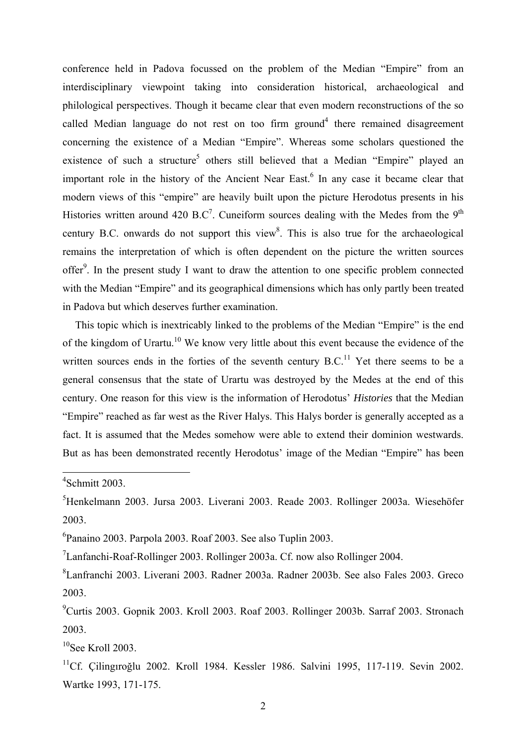conference held in Padova focussed on the problem of the Median "Empire" from an interdisciplinary viewpoint taking into consideration historical, archaeological and philological perspectives. Though it became clear that even modern reconstructions of the so called Median language do not rest on too firm ground[4] there remained disagreement concerning the existence of a Median "Empire". Whereas some scholars questioned the existence of such a structure[5] others still believed that a Median "Empire" played an important role in the history of the Ancient Near East.[6] In any case it became clear that modern views of this "empire" are heavily built upon the picture Herodotus presents in his Histories written around 420 B.C[7]. Cuneiform sources dealing with the Medes from the 9$^{th}$ century B.C. onwards do not support this view[8]. This is also true for the archaeological remains the interpretation of which is often dependent on the picture the written sources offer[9]. In the present study I want to draw the attention to one specific problem connected with the Median "Empire" and its geographical dimensions which has only partly been treated in Padova but which deserves further examination.

This topic which is inextricably linked to the problems of the Median "Empire" is the end of the kingdom of Urartu.[10] We know very little about this event because the evidence of the written sources ends in the forties of the seventh century B.C.[11] Yet there seems to be a general consensus that the state of Urartu was destroyed by the Medes at the end of this century. One reason for this view is the information of Herodotus' *Histories* that the Median "Empire" reached as far west as the River Halys. This Halys border is generally accepted as a fact. It is assumed that the Medes somehow were able to extend their dominion westwards. But as has been demonstrated recently Herodotus' image of the Median "Empire" has been

---

[4]Schmitt 2003.

[5]Henkelmann 2003. Jursa 2003. Liverani 2003. Reade 2003. Rollinger 2003a. Wiesehöfer 2003.

[6]Panaino 2003. Parpola 2003. Roaf 2003. See also Tuplin 2003.

[7]Lanfanchi-Roaf-Rollinger 2003. Rollinger 2003a. Cf. now also Rollinger 2004.

[8]Lanfranchi 2003. Liverani 2003. Radner 2003a. Radner 2003b. See also Fales 2003. Greco 2003.

[9]Curtis 2003. Gopnik 2003. Kroll 2003. Roaf 2003. Rollinger 2003b. Sarraf 2003. Stronach 2003.

[10]See Kroll 2003.

[11]Cf. Çilingıroğlu 2002. Kroll 1984. Kessler 1986. Salvini 1995, 117-119. Sevin 2002. Wartke 1993, 171-175.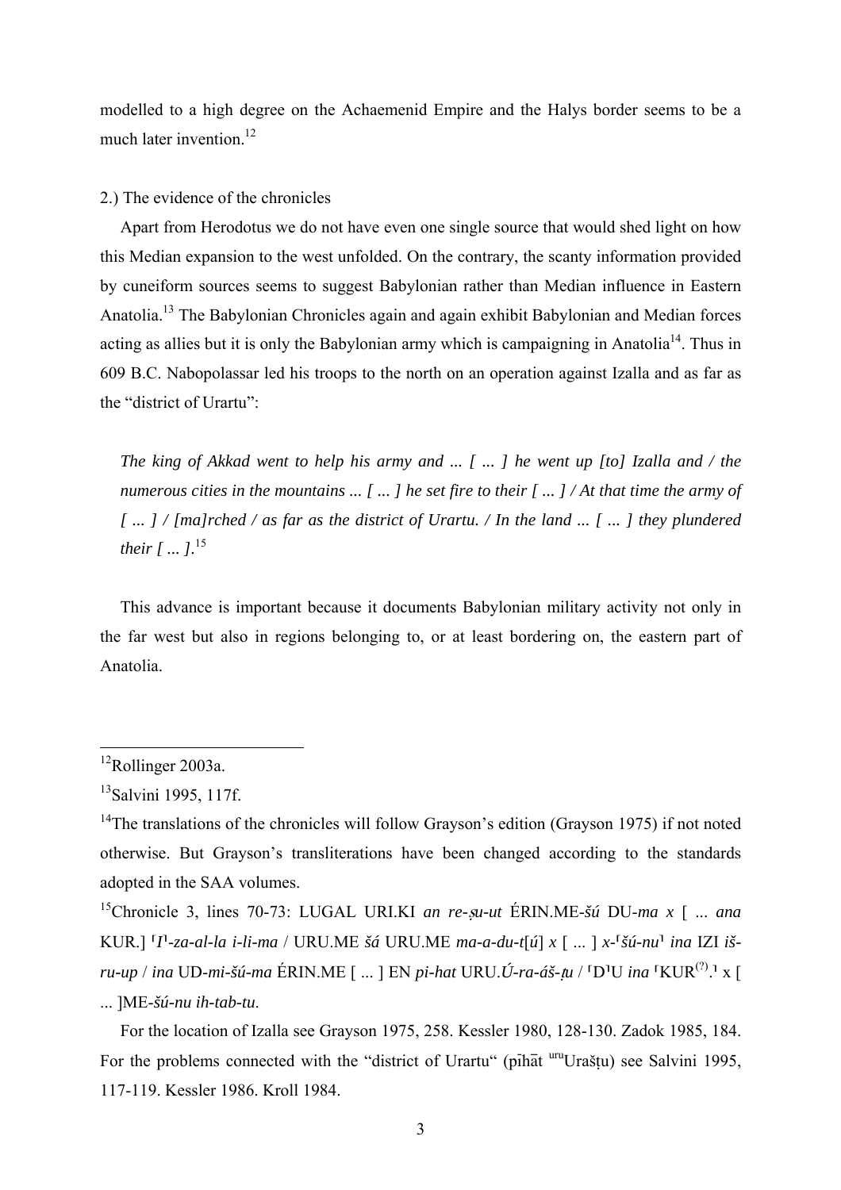modelled to a high degree on the Achaemenid Empire and the Halys border seems to be a much later invention.[12]

2.) The evidence of the chronicles

Apart from Herodotus we do not have even one single source that would shed light on how this Median expansion to the west unfolded. On the contrary, the scanty information provided by cuneiform sources seems to suggest Babylonian rather than Median influence in Eastern Anatolia.[13] The Babylonian Chronicles again and again exhibit Babylonian and Median forces acting as allies but it is only the Babylonian army which is campaigning in Anatolia[14]. Thus in 609 B.C. Nabopolassar led his troops to the north on an operation against Izalla and as far as the "district of Urartu":

> *The king of Akkad went to help his army and ... [ ... ] he went up [to] Izalla and / the numerous cities in the mountains ... [ ... ] he set fire to their [ ... ] / At that time the army of [ ... ] / [ma]rched / as far as the district of Urartu. / In the land ... [ ... ] they plundered their [ ... ].*[15]

This advance is important because it documents Babylonian military activity not only in the far west but also in regions belonging to, or at least bordering on, the eastern part of Anatolia.

---

[12] Rollinger 2003a.

[13] Salvini 1995, 117f.

[14] The translations of the chronicles will follow Grayson's edition (Grayson 1975) if not noted otherwise. But Grayson's transliterations have been changed according to the standards adopted in the SAA volumes.

[15] Chronicle 3, lines 70-73: LUGAL URI.KI *an re-ṣu-ut* ÉRIN.ME-*šú* DU-*ma* x [ ... *ana* KUR.] ⌈*I*⌉*-za-al-la i-li-ma* / URU.ME *šá* URU.ME *ma-a-du-t*[*ú*] x [ ... ] x-⌈*šú-nu*⌉ *ina* IZI *iš-ru-up* / *ina* UD-*mi-šú-ma* ÉRIN.ME [ ... ] EN *pi-hat* URU.*Ú-ra-áš-ṭu* / ⌈D⌉U *ina* ⌈KUR[(?)].⌉ x [ ... ]ME-*šú-nu ih-tab-tu*.

For the location of Izalla see Grayson 1975, 258. Kessler 1980, 128-130. Zadok 1985, 184. For the problems connected with the "district of Urartu" (pīhāt [uru]Urašṭu) see Salvini 1995, 117-119. Kessler 1986. Kroll 1984.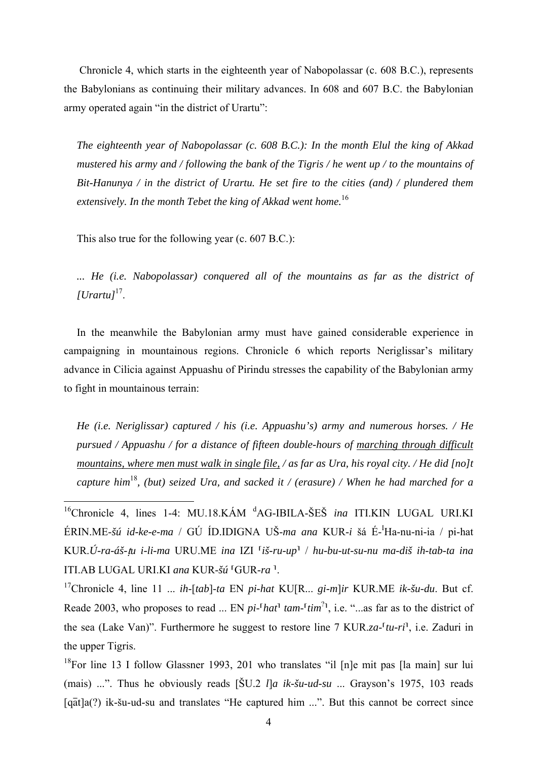Chronicle 4, which starts in the eighteenth year of Nabopolassar (c. 608 B.C.), represents the Babylonians as continuing their military advances. In 608 and 607 B.C. the Babylonian army operated again "in the district of Urartu":

*The eighteenth year of Nabopolassar (c. 608 B.C.): In the month Elul the king of Akkad mustered his army and / following the bank of the Tigris / he went up / to the mountains of Bit-Hanunya / in the district of Urartu. He set fire to the cities (and) / plundered them extensively. In the month Tebet the king of Akkad went home.*[16]

This also true for the following year (c. 607 B.C.):

*... He (i.e. Nabopolassar) conquered all of the mountains as far as the district of [Urartu]*[17].

In the meanwhile the Babylonian army must have gained considerable experience in campaigning in mountainous regions. Chronicle 6 which reports Neriglissar's military advance in Cilicia against Appuashu of Pirindu stresses the capability of the Babylonian army to fight in mountainous terrain:

*He (i.e. Neriglissar) captured / his (i.e. Appuashu's) army and numerous horses. / He pursued / Appuashu / for a distance of fifteen double-hours of <u>marching through difficult mountains, where men must walk in single file,</u> / as far as Ura, his royal city. / He did [no]t capture him*[18]*, (but) seized Ura, and sacked it / (erasure) / When he had marched for a*

---

[16]Chronicle 4, lines 1-4: MU.18.KÁM [d]AG-IBILA-ŠEŠ *ina* ITI.KIN LUGAL URI.KI ÉRIN.ME-*šú id-ke-e-ma* / GÚ ÍD.IDIGNA UŠ-*ma ana* KUR-*i* šá É-[I]Ha-nu-ni-ia / pi-hat KUR.*Ú-ra-áš-ṭu i-li-ma* URU.ME *ina* IZI ⸢*iš-ru-up*⸣ / *hu-bu-ut-su-nu ma-diš ih-tab-ta ina* ITI.AB LUGAL URI.KI *ana* KUR-*šú* ⸢GUR-*ra* ⸣.

[17]Chronicle 4, line 11 ... *ih*-[*tab*]-*ta* EN *pi-hat* KU[R... *gi-m*]*ir* KUR.ME *ik-šu-du*. But cf. Reade 2003, who proposes to read ... EN *pi-*⸢*hat*⸣ *tam-*⸢*tim*[?]⸣, i.e. "...as far as to the district of the sea (Lake Van)". Furthermore he suggest to restore line 7 KUR.*za-*⸢*tu-ri*⸣, i.e. Zaduri in the upper Tigris.

[18]For line 13 I follow Glassner 1993, 201 who translates "il [n]e mit pas [la main] sur lui (mais) ...". Thus he obviously reads [ŠU.2 *l*]*a ik-šu-ud-su* ... Grayson's 1975, 103 reads [qāt]a(?) ik-šu-ud-su and translates "He captured him ...". But this cannot be correct since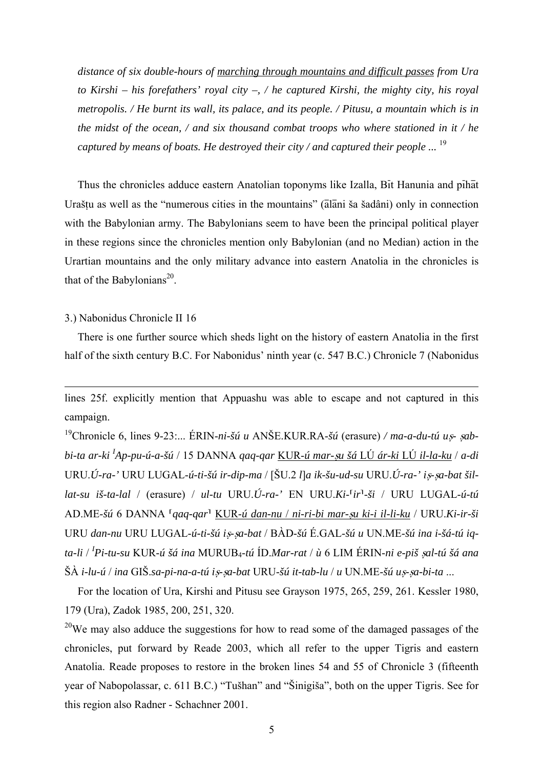*distance of six double-hours of* <u>*marching through mountains and difficult passes*</u> *from Ura to Kirshi – his forefathers' royal city –, / he captured Kirshi, the mighty city, his royal metropolis. / He burnt its wall, its palace, and its people. / Pitusu, a mountain which is in the midst of the ocean, / and six thousand combat troops who where stationed in it / he captured by means of boats. He destroyed their city / and captured their people ...* [19]

Thus the chronicles adduce eastern Anatolian toponyms like Izalla, Bīt Hanunia and pīhāt Urašṭu as well as the "numerous cities in the mountains" (ālāni ša šadâni) only in connection with the Babylonian army. The Babylonians seem to have been the principal political player in these regions since the chronicles mention only Babylonian (and no Median) action in the Urartian mountains and the only military advance into eastern Anatolia in the chronicles is that of the Babylonians[20].

3.) Nabonidus Chronicle II 16

There is one further source which sheds light on the history of eastern Anatolia in the first half of the sixth century B.C. For Nabonidus' ninth year (c. 547 B.C.) Chronicle 7 (Nabonidus

---

lines 25f. explicitly mention that Appuashu was able to escape and not captured in this campaign.

[19]Chronicle 6, lines 9-23:... ÉRIN-*ni-šú u* ANŠE.KUR.RA-*šú* (erasure) */ ma-a-du-tú uṣ- ṣab-bi-ta ar-ki* *[I]Ap-pu-ú-a-šú* / 15 DANNA *qaq-qar* <u>KUR-*ú mar-ṣu šá* LÚ *ár-ki* LÚ *il-la-ku*</u> / *a-di* URU.*Ú-ra-'* URU LUGAL-*ú-ti-šú ir-dip-ma* / [ŠU.2 *l*]*a ik-šu-ud-su* URU.*Ú-ra-' iṣ-ṣa-bat šil-lat-su iš-ta-lal* / (erasure) / *ul-tu* URU.*Ú-ra-'* EN URU.*Ki-*⌜*ir*⌝*-ši* / URU LUGAL-*ú-tú* AD.ME-*šú* 6 DANNA ⌜*qaq-qar*⌝ <u>KUR-*ú dan-nu* / *ni-ri-bi mar-ṣu ki-i il-li-ku*</u> / URU.*Ki-ir-ši* URU *dan-nu* URU LUGAL-*ú-ti-šú iṣ-ṣa-bat* / BÀD-*šú* É.GAL-*šú u* UN.ME-*šú ina i-šá-tú iq-ta-li* / *[I]Pi-tu-su* KUR-*ú šá ina* MURUB$_4$-*tú* ÍD.*Mar-rat* / *ù* 6 LIM ÉRIN-*ni e-piš ṣal-tú šá ana* ŠÀ *i-lu-ú* / *ina* GIŠ.*sa-pi-na-a-tú iṣ-ṣa-bat* URU-*šú it-tab-lu* / *u* UN.ME-*šú uṣ-ṣa-bi-ta* ...

For the location of Ura, Kirshi and Pitusu see Grayson 1975, 265, 259, 261. Kessler 1980, 179 (Ura), Zadok 1985, 200, 251, 320.

[20]We may also adduce the suggestions for how to read some of the damaged passages of the chronicles, put forward by Reade 2003, which all refer to the upper Tigris and eastern Anatolia. Reade proposes to restore in the broken lines 54 and 55 of Chronicle 3 (fifteenth year of Nabopolassar, c. 611 B.C.) "Tušhan" and "Šinigiša", both on the upper Tigris. See for this region also Radner - Schachner 2001.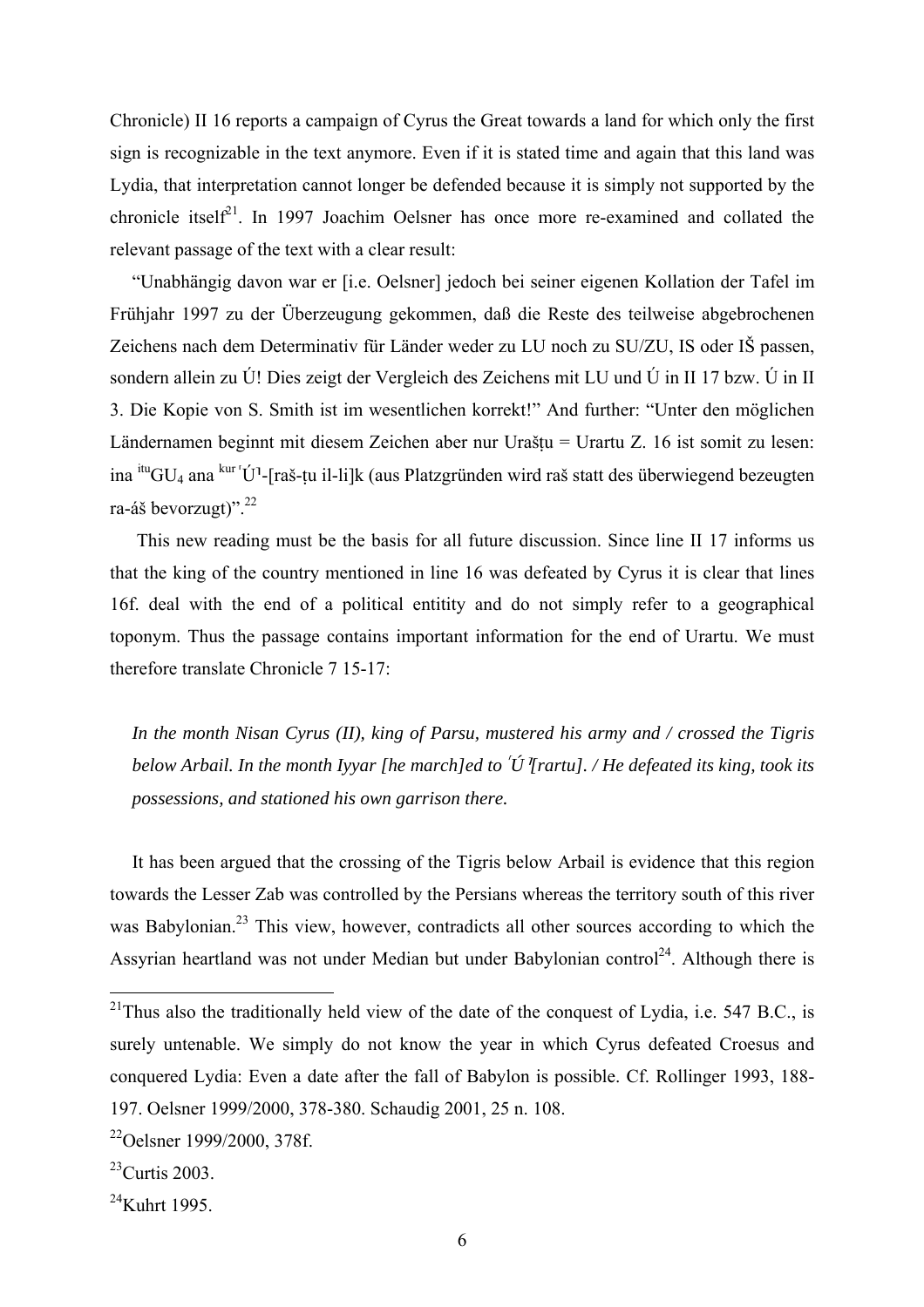Chronicle) II 16 reports a campaign of Cyrus the Great towards a land for which only the first sign is recognizable in the text anymore. Even if it is stated time and again that this land was Lydia, that interpretation cannot longer be defended because it is simply not supported by the chronicle itself[21]. In 1997 Joachim Oelsner has once more re-examined and collated the relevant passage of the text with a clear result:

"Unabhängig davon war er [i.e. Oelsner] jedoch bei seiner eigenen Kollation der Tafel im Frühjahr 1997 zu der Überzeugung gekommen, daß die Reste des teilweise abgebrochenen Zeichens nach dem Determinativ für Länder weder zu LU noch zu SU/ZU, IS oder IŠ passen, sondern allein zu Ú! Dies zeigt der Vergleich des Zeichens mit LU und Ú in II 17 bzw. Ú in II 3. Die Kopie von S. Smith ist im wesentlichen korrekt!" And further: "Unter den möglichen Ländernamen beginnt mit diesem Zeichen aber nur Urašṭu = Urartu Z. 16 ist somit zu lesen: ina $^{itu}$GU$_4$ ana $^{kur}$⸢Ú⸣-[raš-ṭu il-li]k (aus Platzgründen wird raš statt des überwiegend bezeugten ra-áš bevorzugt)".[22]

This new reading must be the basis for all future discussion. Since line II 17 informs us that the king of the country mentioned in line 16 was defeated by Cyrus it is clear that lines 16f. deal with the end of a political entitity and do not simply refer to a geographical toponym. Thus the passage contains important information for the end of Urartu. We must therefore translate Chronicle 7 15-17:

*In the month Nisan Cyrus (II), king of Parsu, mustered his army and / crossed the Tigris below Arbail. In the month Iyyar [he march]ed to ⸢Ú⸣[rartu]. / He defeated its king, took its possessions, and stationed his own garrison there.*

It has been argued that the crossing of the Tigris below Arbail is evidence that this region towards the Lesser Zab was controlled by the Persians whereas the territory south of this river was Babylonian.[23] This view, however, contradicts all other sources according to which the Assyrian heartland was not under Median but under Babylonian control[24]. Although there is

---

[21]Thus also the traditionally held view of the date of the conquest of Lydia, i.e. 547 B.C., is surely untenable. We simply do not know the year in which Cyrus defeated Croesus and conquered Lydia: Even a date after the fall of Babylon is possible. Cf. Rollinger 1993, 188-197. Oelsner 1999/2000, 378-380. Schaudig 2001, 25 n. 108.

[22]Oelsner 1999/2000, 378f.

[23]Curtis 2003.

[24]Kuhrt 1995.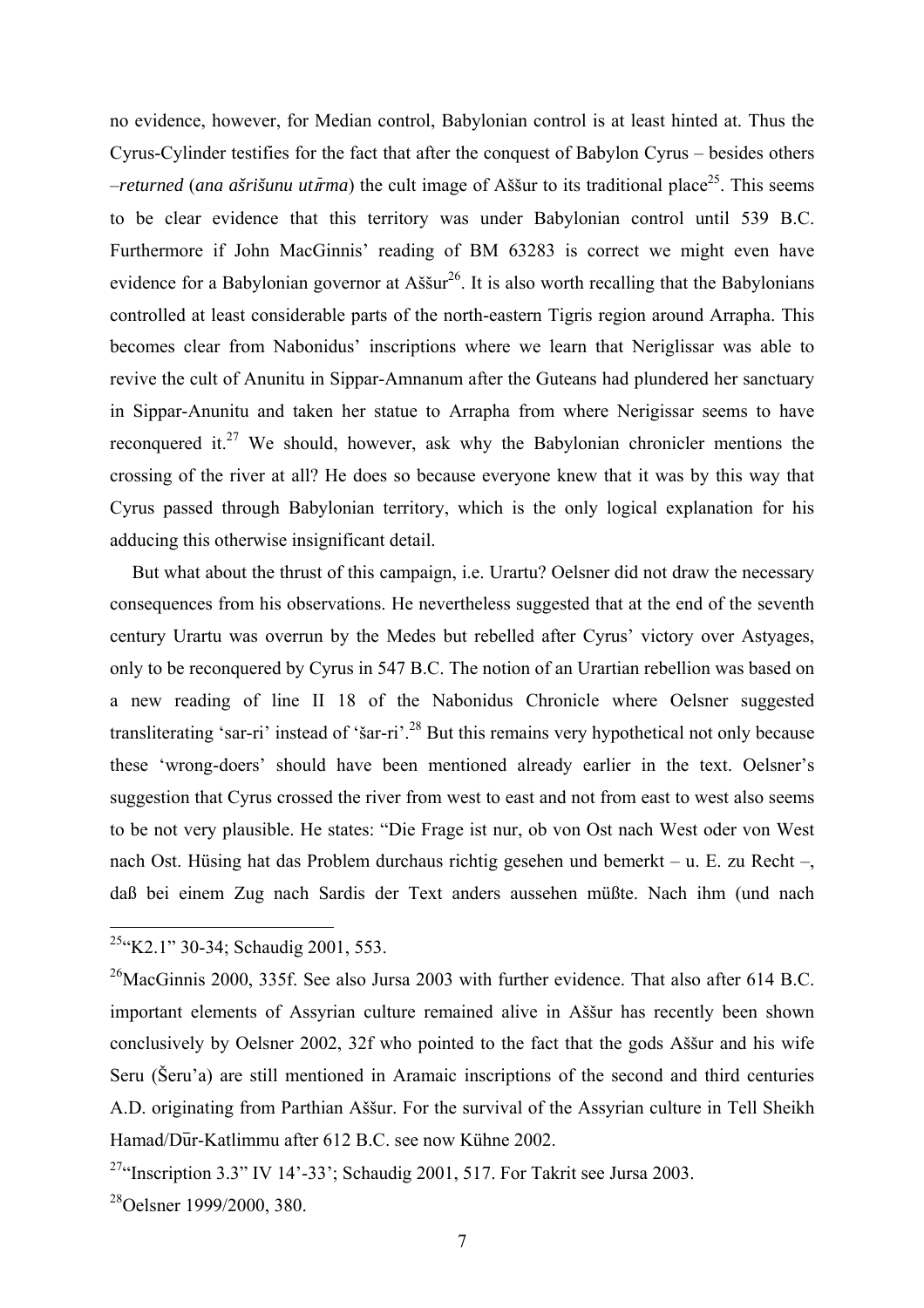no evidence, however, for Median control, Babylonian control is at least hinted at. Thus the Cyrus-Cylinder testifies for the fact that after the conquest of Babylon Cyrus – besides others –*returned* (*ana ašrišunu utīrma*) the cult image of Aššur to its traditional place[25]. This seems to be clear evidence that this territory was under Babylonian control until 539 B.C. Furthermore if John MacGinnis' reading of BM 63283 is correct we might even have evidence for a Babylonian governor at Aššur[26]. It is also worth recalling that the Babylonians controlled at least considerable parts of the north-eastern Tigris region around Arrapha. This becomes clear from Nabonidus' inscriptions where we learn that Neriglissar was able to revive the cult of Anunitu in Sippar-Amnanum after the Guteans had plundered her sanctuary in Sippar-Anunitu and taken her statue to Arrapha from where Nerigissar seems to have reconquered it.[27] We should, however, ask why the Babylonian chronicler mentions the crossing of the river at all? He does so because everyone knew that it was by this way that Cyrus passed through Babylonian territory, which is the only logical explanation for his adducing this otherwise insignificant detail.

But what about the thrust of this campaign, i.e. Urartu? Oelsner did not draw the necessary consequences from his observations. He nevertheless suggested that at the end of the seventh century Urartu was overrun by the Medes but rebelled after Cyrus' victory over Astyages, only to be reconquered by Cyrus in 547 B.C. The notion of an Urartian rebellion was based on a new reading of line II 18 of the Nabonidus Chronicle where Oelsner suggested transliterating 'sar-ri' instead of 'šar-ri'.[28] But this remains very hypothetical not only because these 'wrong-doers' should have been mentioned already earlier in the text. Oelsner's suggestion that Cyrus crossed the river from west to east and not from east to west also seems to be not very plausible. He states: "Die Frage ist nur, ob von Ost nach West oder von West nach Ost. Hüsing hat das Problem durchaus richtig gesehen und bemerkt – u. E. zu Recht –, daß bei einem Zug nach Sardis der Text anders aussehen müßte. Nach ihm (und nach

---

[25] "K2.1" 30-34; Schaudig 2001, 553.

[26] MacGinnis 2000, 335f. See also Jursa 2003 with further evidence. That also after 614 B.C. important elements of Assyrian culture remained alive in Aššur has recently been shown conclusively by Oelsner 2002, 32f who pointed to the fact that the gods Aššur and his wife Seru (Šeru'a) are still mentioned in Aramaic inscriptions of the second and third centuries A.D. originating from Parthian Aššur. For the survival of the Assyrian culture in Tell Sheikh Hamad/Dūr-Katlimmu after 612 B.C. see now Kühne 2002.

[27] "Inscription 3.3" IV 14'-33'; Schaudig 2001, 517. For Takrit see Jursa 2003.

[28] Oelsner 1999/2000, 380.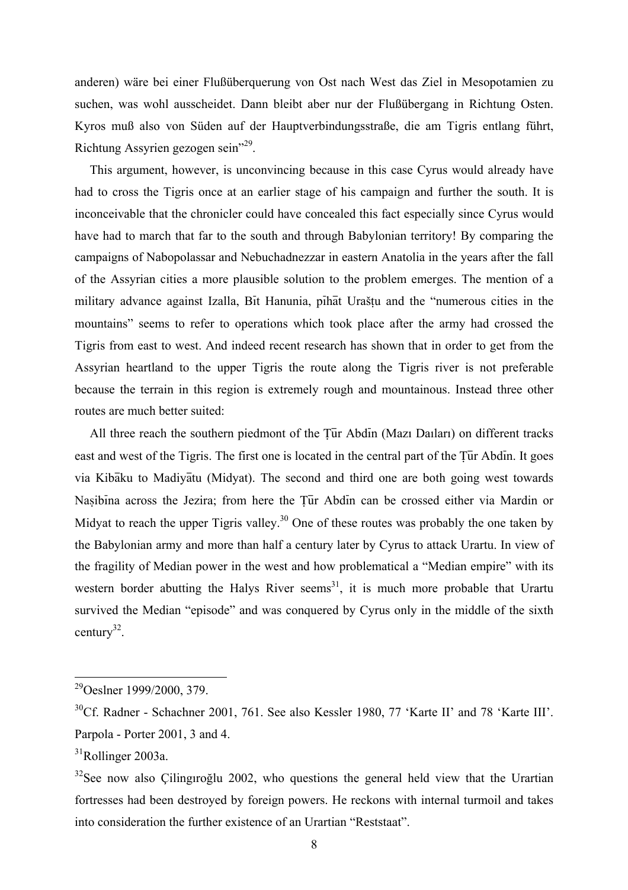anderen) wäre bei einer Flußüberquerung von Ost nach West das Ziel in Mesopotamien zu suchen, was wohl ausscheidet. Dann bleibt aber nur der Flußübergang in Richtung Osten. Kyros muß also von Süden auf der Hauptverbindungsstraße, die am Tigris entlang führt, Richtung Assyrien gezogen sein"[29].

This argument, however, is unconvincing because in this case Cyrus would already have had to cross the Tigris once at an earlier stage of his campaign and further the south. It is inconceivable that the chronicler could have concealed this fact especially since Cyrus would have had to march that far to the south and through Babylonian territory! By comparing the campaigns of Nabopolassar and Nebuchadnezzar in eastern Anatolia in the years after the fall of the Assyrian cities a more plausible solution to the problem emerges. The mention of a military advance against Izalla, Bīt Hanunia, pīhāt Uraštu and the "numerous cities in the mountains" seems to refer to operations which took place after the army had crossed the Tigris from east to west. And indeed recent research has shown that in order to get from the Assyrian heartland to the upper Tigris the route along the Tigris river is not preferable because the terrain in this region is extremely rough and mountainous. Instead three other routes are much better suited:

All three reach the southern piedmont of the Ṭūr Abdīn (Mazı Daıları) on different tracks east and west of the Tigris. The first one is located in the central part of the Ṭūr Abdīn. It goes via Kibāku to Madiyātu (Midyat). The second and third one are both going west towards Naṣibīna across the Jezira; from here the Ṭūr Abdīn can be crossed either via Mardin or Midyat to reach the upper Tigris valley.[30] One of these routes was probably the one taken by the Babylonian army and more than half a century later by Cyrus to attack Urartu. In view of the fragility of Median power in the west and how problematical a "Median empire" with its western border abutting the Halys River seems[31], it is much more probable that Urartu survived the Median "episode" and was conquered by Cyrus only in the middle of the sixth century[32].

---

[29] Oeslner 1999/2000, 379.

[30] Cf. Radner - Schachner 2001, 761. See also Kessler 1980, 77 'Karte II' and 78 'Karte III'. Parpola - Porter 2001, 3 and 4.

[31] Rollinger 2003a.

[32] See now also Çilingıroğlu 2002, who questions the general held view that the Urartian fortresses had been destroyed by foreign powers. He reckons with internal turmoil and takes into consideration the further existence of an Urartian "Reststaat".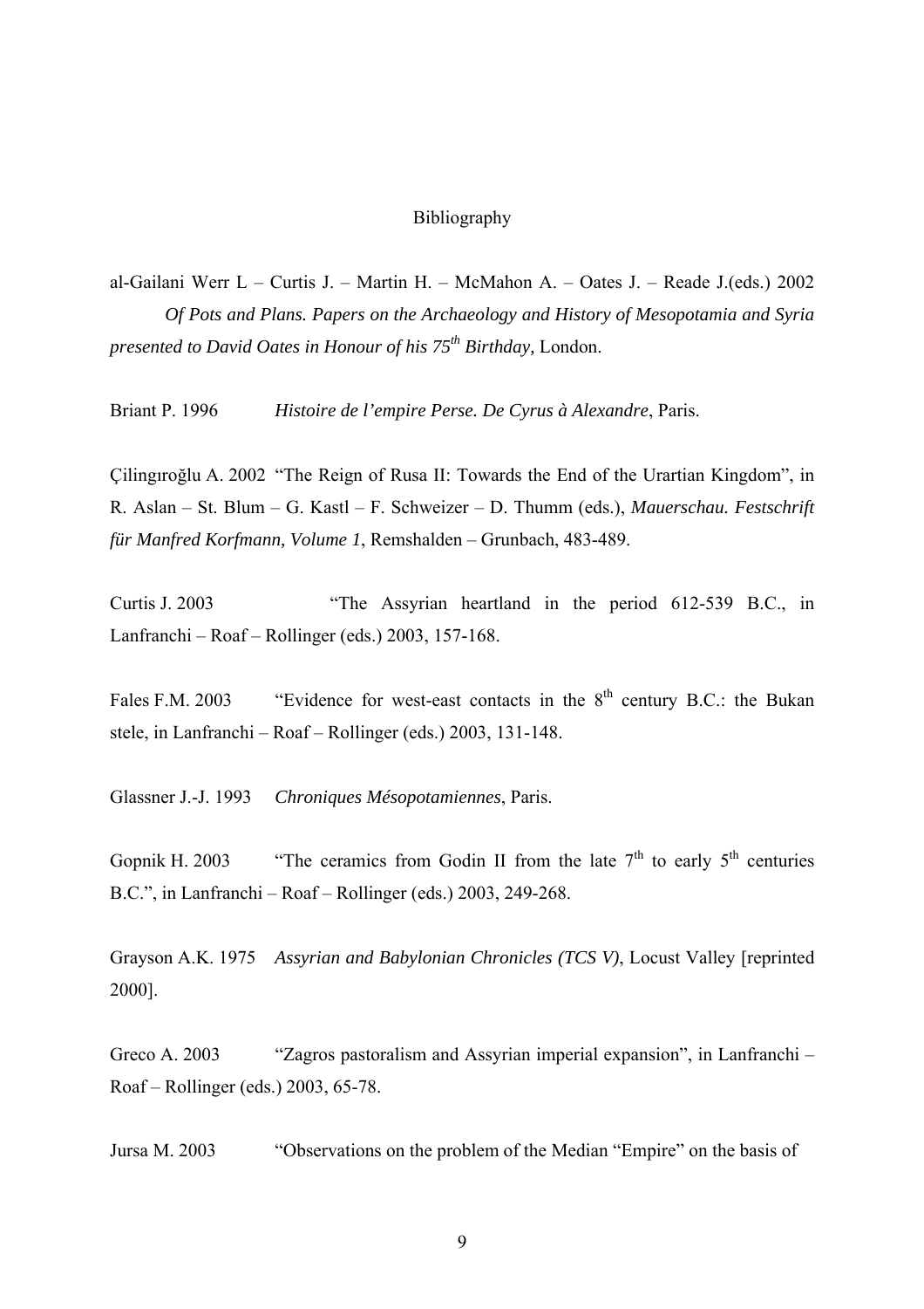# Bibliography

al-Gailani Werr L – Curtis J. – Martin H. – McMahon A. – Oates J. – Reade J.(eds.) 2002 *Of Pots and Plans. Papers on the Archaeology and History of Mesopotamia and Syria presented to David Oates in Honour of his 75th Birthday*, London.

Briant P. 1996 *Histoire de l'empire Perse. De Cyrus à Alexandre*, Paris.

Çilingıroğlu A. 2002 "The Reign of Rusa II: Towards the End of the Urartian Kingdom", in R. Aslan – St. Blum – G. Kastl – F. Schweizer – D. Thumm (eds.), *Mauerschau. Festschrift für Manfred Korfmann, Volume 1*, Remshalden – Grunbach, 483-489.

Curtis J. 2003 "The Assyrian heartland in the period 612-539 B.C., in Lanfranchi – Roaf – Rollinger (eds.) 2003, 157-168.

Fales F.M. 2003 "Evidence for west-east contacts in the 8th century B.C.: the Bukan stele, in Lanfranchi – Roaf – Rollinger (eds.) 2003, 131-148.

Glassner J.-J. 1993 *Chroniques Mésopotamiennes*, Paris.

Gopnik H. 2003 "The ceramics from Godin II from the late 7th to early 5th centuries B.C.", in Lanfranchi – Roaf – Rollinger (eds.) 2003, 249-268.

Grayson A.K. 1975 *Assyrian and Babylonian Chronicles (TCS V)*, Locust Valley [reprinted 2000].

Greco A. 2003 "Zagros pastoralism and Assyrian imperial expansion", in Lanfranchi – Roaf – Rollinger (eds.) 2003, 65-78.

Jursa M. 2003 "Observations on the problem of the Median "Empire" on the basis of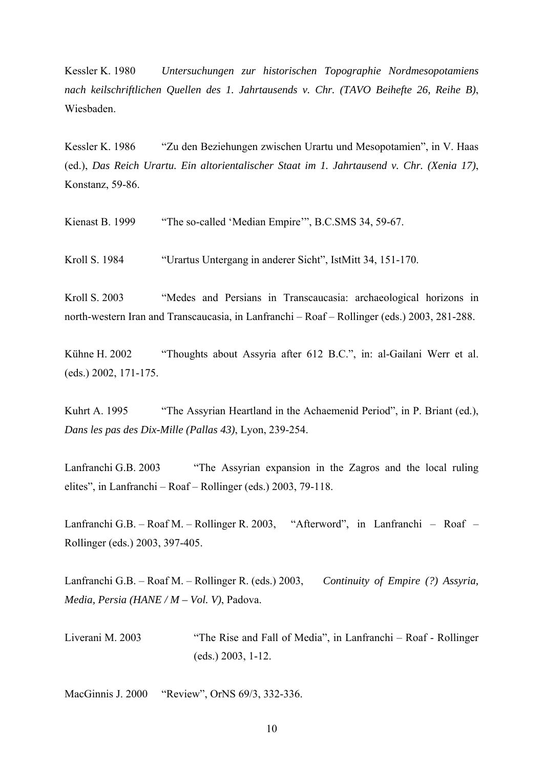Kessler K. 1980 *Untersuchungen zur historischen Topographie Nordmesopotamiens nach keilschriftlichen Quellen des 1. Jahrtausends v. Chr. (TAVO Beihefte 26, Reihe B)*, Wiesbaden.

Kessler K. 1986 "Zu den Beziehungen zwischen Urartu und Mesopotamien", in V. Haas (ed.), *Das Reich Urartu. Ein altorientalischer Staat im 1. Jahrtausend v. Chr. (Xenia 17)*, Konstanz, 59-86.

Kienast B. 1999 "The so-called 'Median Empire'", B.C.SMS 34, 59-67.

Kroll S. 1984 "Urartus Untergang in anderer Sicht", IstMitt 34, 151-170.

Kroll S. 2003 "Medes and Persians in Transcaucasia: archaeological horizons in north-western Iran and Transcaucasia, in Lanfranchi – Roaf – Rollinger (eds.) 2003, 281-288.

Kühne H. 2002 "Thoughts about Assyria after 612 B.C.", in: al-Gailani Werr et al. (eds.) 2002, 171-175.

Kuhrt A. 1995 "The Assyrian Heartland in the Achaemenid Period", in P. Briant (ed.), *Dans les pas des Dix-Mille (Pallas 43)*, Lyon, 239-254.

Lanfranchi G.B. 2003 "The Assyrian expansion in the Zagros and the local ruling elites", in Lanfranchi – Roaf – Rollinger (eds.) 2003, 79-118.

Lanfranchi G.B. – Roaf M. – Rollinger R. 2003, "Afterword", in Lanfranchi – Roaf – Rollinger (eds.) 2003, 397-405.

Lanfranchi G.B. – Roaf M. – Rollinger R. (eds.) 2003, *Continuity of Empire (?) Assyria, Media, Persia (HANE / M – Vol. V)*, Padova.

Liverani M. 2003 "The Rise and Fall of Media", in Lanfranchi – Roaf - Rollinger (eds.) 2003, 1-12.

MacGinnis J. 2000 "Review", OrNS 69/3, 332-336.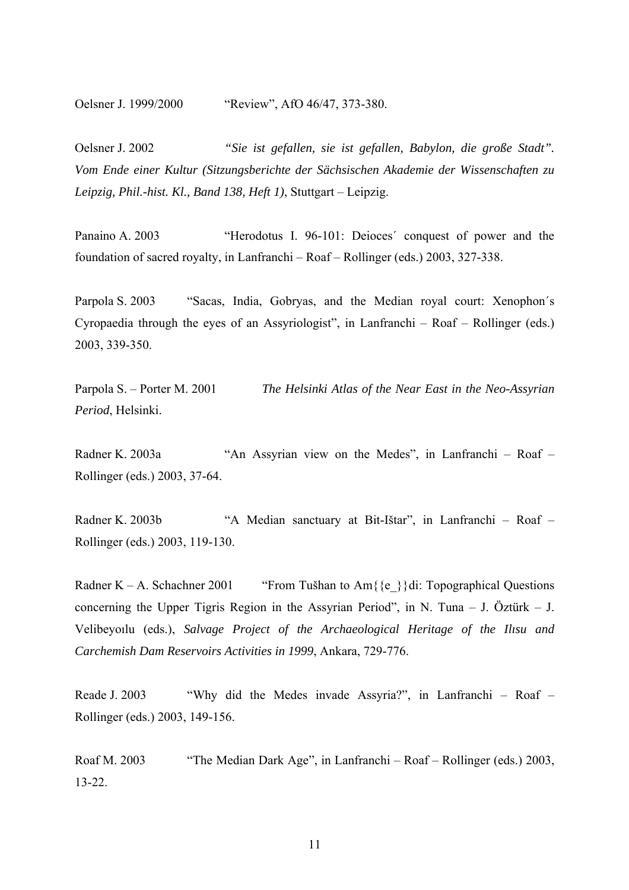Oelsner J. 1999/2000 "Review", AfO 46/47, 373-380.

Oelsner J. 2002 *"Sie ist gefallen, sie ist gefallen, Babylon, die große Stadt". Vom Ende einer Kultur (Sitzungsberichte der Sächsischen Akademie der Wissenschaften zu Leipzig, Phil.-hist. Kl., Band 138, Heft 1)*, Stuttgart – Leipzig.

Panaino A. 2003 "Herodotus I. 96-101: Deioces´ conquest of power and the foundation of sacred royalty, in Lanfranchi – Roaf – Rollinger (eds.) 2003, 327-338.

Parpola S. 2003 "Sacas, India, Gobryas, and the Median royal court: Xenophon´s Cyropaedia through the eyes of an Assyriologist", in Lanfranchi – Roaf – Rollinger (eds.) 2003, 339-350.

Parpola S. – Porter M. 2001 *The Helsinki Atlas of the Near East in the Neo-Assyrian Period*, Helsinki.

Radner K. 2003a "An Assyrian view on the Medes", in Lanfranchi – Roaf – Rollinger (eds.) 2003, 37-64.

Radner K. 2003b "A Median sanctuary at Bit-Ištar", in Lanfranchi – Roaf – Rollinger (eds.) 2003, 119-130.

Radner K – A. Schachner 2001 "From Tušhan to Am{{e_}}di: Topographical Questions concerning the Upper Tigris Region in the Assyrian Period", in N. Tuna – J. Öztürk – J. Velibeyoılu (eds.), *Salvage Project of the Archaeological Heritage of the Ilısu and Carchemish Dam Reservoirs Activities in 1999*, Ankara, 729-776.

Reade J. 2003 "Why did the Medes invade Assyria?", in Lanfranchi – Roaf – Rollinger (eds.) 2003, 149-156.

Roaf M. 2003 "The Median Dark Age", in Lanfranchi – Roaf – Rollinger (eds.) 2003, 13-22.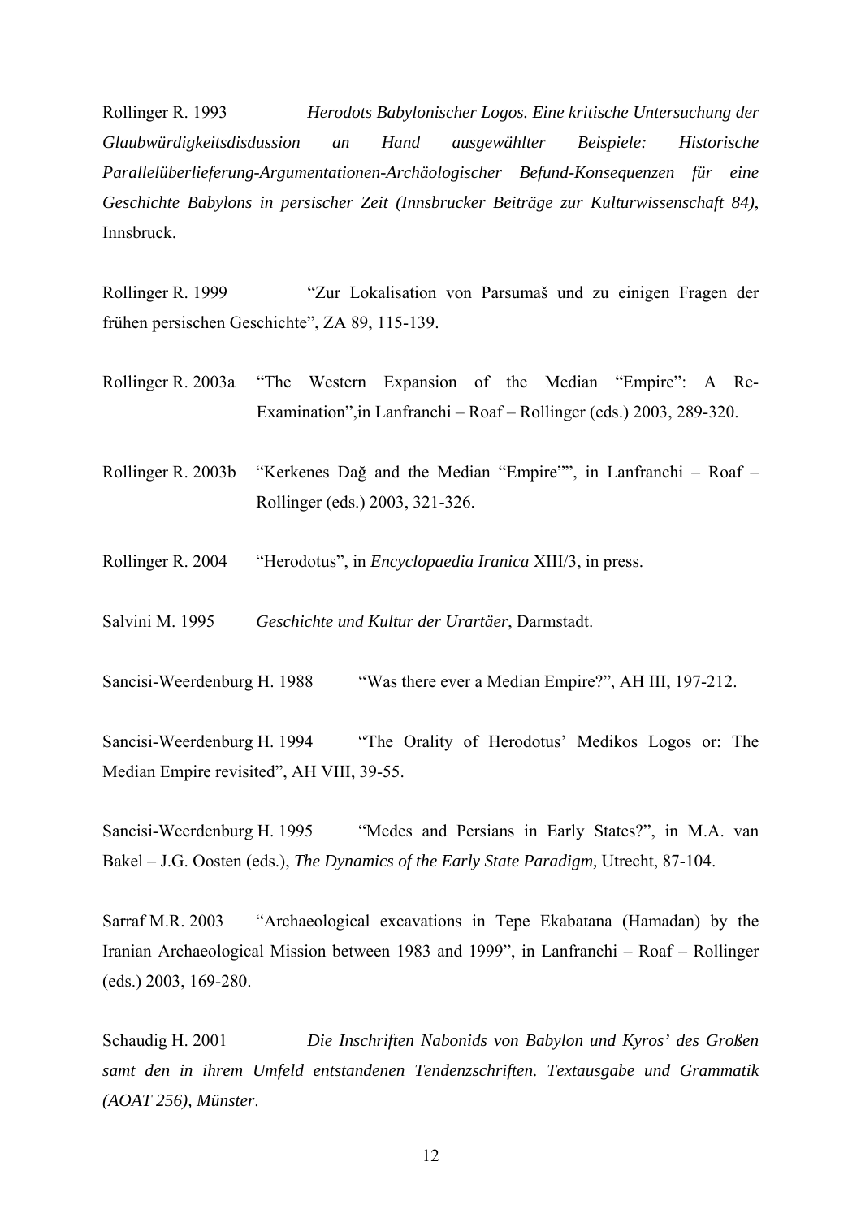Rollinger R. 1993 *Herodots Babylonischer Logos. Eine kritische Untersuchung der Glaubwürdigkeitsdisdussion an Hand ausgewählter Beispiele: Historische Parallelüberlieferung-Argumentationen-Archäologischer Befund-Konsequenzen für eine Geschichte Babylons in persischer Zeit (Innsbrucker Beiträge zur Kulturwissenschaft 84)*, Innsbruck.

Rollinger R. 1999 "Zur Lokalisation von Parsumaš und zu einigen Fragen der frühen persischen Geschichte", ZA 89, 115-139.

Rollinger R. 2003a "The Western Expansion of the Median "Empire": A Re-Examination",in Lanfranchi – Roaf – Rollinger (eds.) 2003, 289-320.

Rollinger R. 2003b "Kerkenes Dağ and the Median "Empire"", in Lanfranchi – Roaf – Rollinger (eds.) 2003, 321-326.

Rollinger R. 2004 "Herodotus", in *Encyclopaedia Iranica* XIII/3, in press.

Salvini M. 1995 *Geschichte und Kultur der Urartäer*, Darmstadt.

Sancisi-Weerdenburg H. 1988 "Was there ever a Median Empire?", AH III, 197-212.

Sancisi-Weerdenburg H. 1994 "The Orality of Herodotus' Medikos Logos or: The Median Empire revisited", AH VIII, 39-55.

Sancisi-Weerdenburg H. 1995 "Medes and Persians in Early States?", in M.A. van Bakel – J.G. Oosten (eds.), *The Dynamics of the Early State Paradigm,* Utrecht, 87-104.

Sarraf M.R. 2003 "Archaeological excavations in Tepe Ekabatana (Hamadan) by the Iranian Archaeological Mission between 1983 and 1999", in Lanfranchi – Roaf – Rollinger (eds.) 2003, 169-280.

Schaudig H. 2001 *Die Inschriften Nabonids von Babylon und Kyros' des Großen samt den in ihrem Umfeld entstandenen Tendenzschriften. Textausgabe und Grammatik (AOAT 256), Münster*.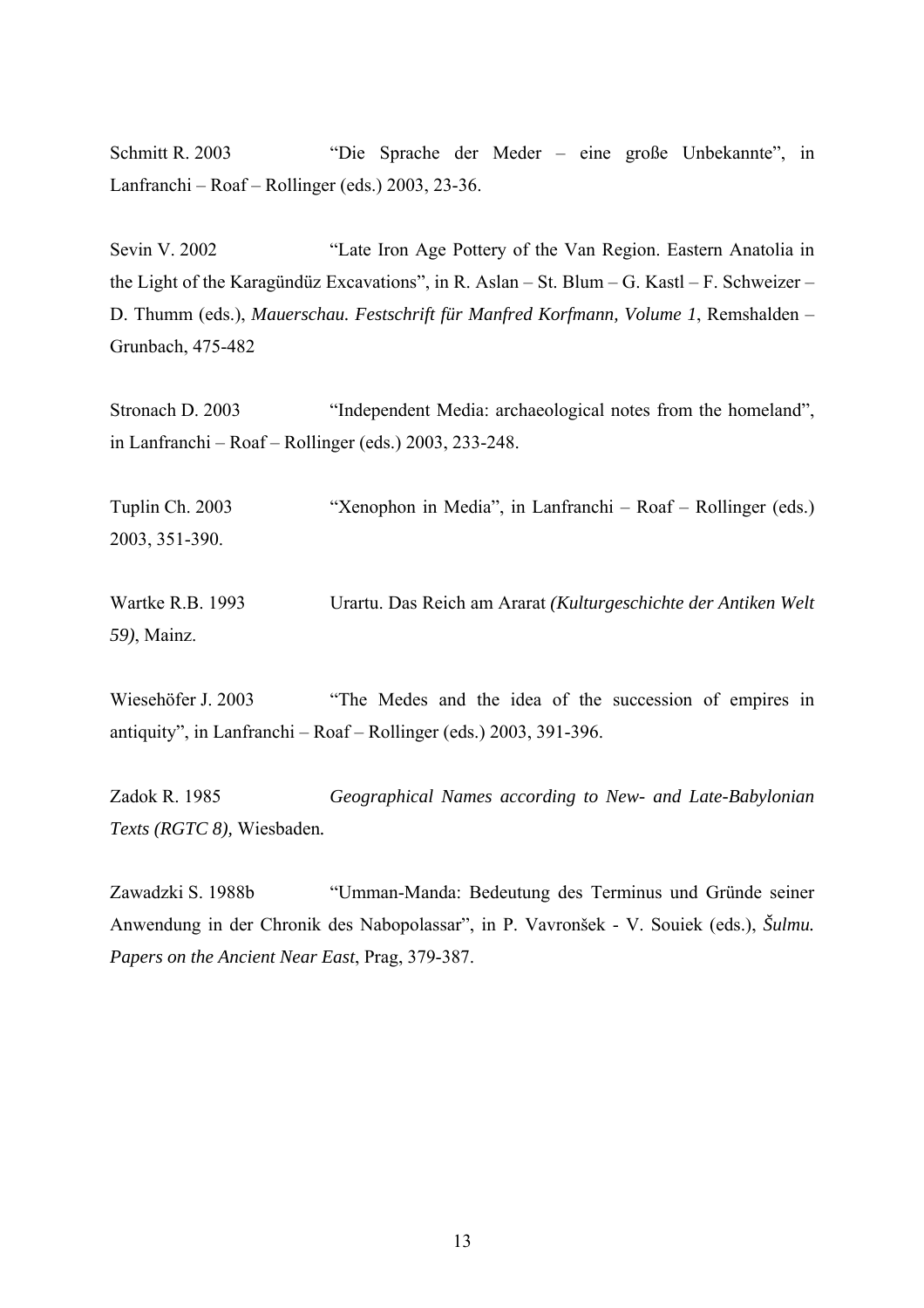Schmitt R. 2003 "Die Sprache der Meder – eine große Unbekannte", in Lanfranchi – Roaf – Rollinger (eds.) 2003, 23-36.

Sevin V. 2002 "Late Iron Age Pottery of the Van Region. Eastern Anatolia in the Light of the Karagündüz Excavations", in R. Aslan – St. Blum – G. Kastl – F. Schweizer – D. Thumm (eds.), *Mauerschau. Festschrift für Manfred Korfmann, Volume 1*, Remshalden – Grunbach, 475-482

Stronach D. 2003 "Independent Media: archaeological notes from the homeland", in Lanfranchi – Roaf – Rollinger (eds.) 2003, 233-248.

Tuplin Ch. 2003 "Xenophon in Media", in Lanfranchi – Roaf – Rollinger (eds.) 2003, 351-390.

Wartke R.B. 1993 Urartu. Das Reich am Ararat *(Kulturgeschichte der Antiken Welt 59)*, Mainz.

Wiesehöfer J. 2003 "The Medes and the idea of the succession of empires in antiquity", in Lanfranchi – Roaf – Rollinger (eds.) 2003, 391-396.

Zadok R. 1985 *Geographical Names according to New- and Late-Babylonian Texts (RGTC 8),* Wiesbaden.

Zawadzki S. 1988b "Umman-Manda: Bedeutung des Terminus und Gründe seiner Anwendung in der Chronik des Nabopolassar", in P. Vavronšek - V. Souiek (eds.), *Šulmu. Papers on the Ancient Near East*, Prag, 379-387.